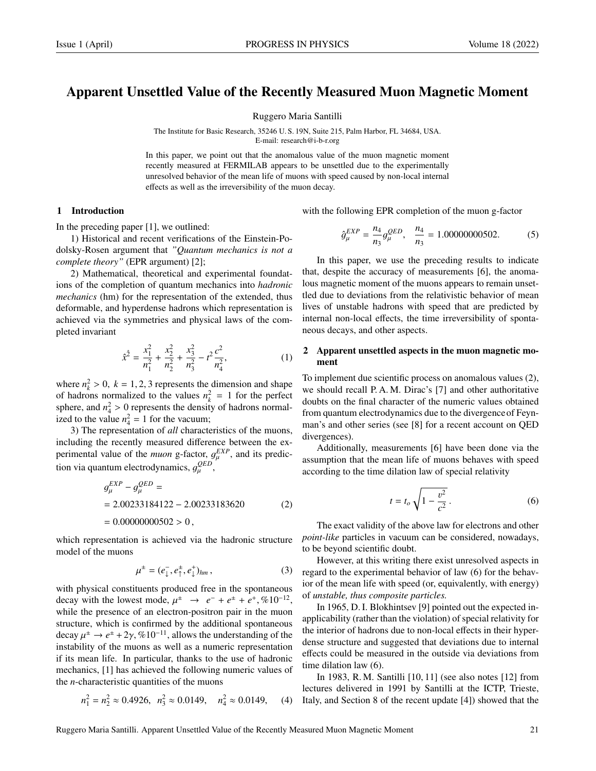# Apparent Unsettled Value of the Recently Measured Muon Magnetic Moment

Ruggero Maria Santilli

The Institute for Basic Research, 35246 U. S. 19N, Suite 215, Palm Harbor, FL 34684, USA.
E-mail: research@i-b-r.org

In this paper, we point out that the anomalous value of the muon magnetic moment recently measured at FERMILAB appears to be unsettled due to the experimentally unresolved behavior of the mean life of muons with speed caused by non-local internal effects as well as the irreversibility of the muon decay.

## 1 Introduction

In the preceding paper [1], we outlined:

1) Historical and recent verifications of the Einstein-Podolsky-Rosen argument that *"Quantum mechanics is not a complete theory"* (EPR argument) [2];

2) Mathematical, theoretical and experimental foundations of the completion of quantum mechanics into *hadronic mechanics* (hm) for the representation of the extended, thus deformable, and hyperdense hadrons which representation is achieved via the symmetries and physical laws of the completed invariant

$$\hat{x}^{\hat{2}} = \frac{x_1^2}{n_1^2} + \frac{x_2^2}{n_2^2} + \frac{x_3^2}{n_3^2} - t^2\frac{c^2}{n_4^2}, \tag{1}$$

where $n_k^2 > 0,\ k = 1, 2, 3$ represents the dimension and shape of hadrons normalized to the values $n_k^2 = 1$ for the perfect sphere, and $n_4^2 > 0$ represents the density of hadrons normalized to the value $n_4^2 = 1$ for the vacuum;

3) The representation of *all* characteristics of the muons, including the recently measured difference between the experimental value of the *muon* g-factor, $g_\mu^{EXP}$, and its prediction via quantum electrodynamics, $g_\mu^{QED}$,

$$\begin{aligned} & g_\mu^{EXP} - g_\mu^{QED} = \\ & = 2.00233184122 - 2.00233183620 \\ & = 0.00000000502 > 0\,, \end{aligned} \tag{2}$$

which representation is achieved via the hadronic structure model of the muons

$$\mu^\pm = (e^-_\downarrow, e^\pm_\uparrow, e^+_\downarrow)_{hm}\,, \tag{3}$$

with physical constituents produced free in the spontaneous decay with the lowest mode, $\mu^\pm \rightarrow e^- + e^\pm + e^+, \%10^{-12}$, while the presence of an electron-positron pair in the muon structure, which is confirmed by the additional spontaneous decay $\mu^\pm \rightarrow e^\pm + 2\gamma, \%10^{-11}$, allows the understanding of the instability of the muons as well as a numeric representation if its mean life. In particular, thanks to the use of hadronic mechanics, [1] has achieved the following numeric values of the $n$-characteristic quantities of the muons

$$n_1^2 = n_2^2 \approx 0.4926, \quad n_3^2 \approx 0.0149, \quad n_4^2 \approx 0.0149, \tag{4}$$

with the following EPR completion of the muon g-factor

$$\hat{g}_\mu^{EXP} = \frac{n_4}{n_3} g_\mu^{QED}, \quad \frac{n_4}{n_3} = 1.00000000502. \tag{5}$$

In this paper, we use the preceding results to indicate that, despite the accuracy of measurements [6], the anomalous magnetic moment of the muons appears to remain unsettled due to deviations from the relativistic behavior of mean lives of unstable hadrons with speed that are predicted by internal non-local effects, the time irreversibility of spontaneous decays, and other aspects.

## 2 Apparent unsettled aspects in the muon magnetic moment

To implement due scientific process on anomalous values (2), we should recall P. A. M. Dirac's [7] and other authoritative doubts on the final character of the numeric values obtained from quantum electrodynamics due to the divergence of Feynman's and other series (see [8] for a recent account on QED divergences).

Additionally, measurements [6] have been done via the assumption that the mean life of muons behaves with speed according to the time dilation law of special relativity

$$t = t_o \sqrt{1 - \frac{v^2}{c^2}}\,. \tag{6}$$

The exact validity of the above law for electrons and other *point-like* particles in vacuum can be considered, nowadays, to be beyond scientific doubt.

However, at this writing there exist unresolved aspects in regard to the experimental behavior of law (6) for the behavior of the mean life with speed (or, equivalently, with energy) of *unstable, thus composite particles.*

In 1965, D. I. Blokhintsev [9] pointed out the expected inapplicability (rather than the violation) of special relativity for the interior of hadrons due to non-local effects in their hyperdense structure and suggested that deviations due to internal effects could be measured in the outside via deviations from time dilation law (6).

In 1983, R. M. Santilli [10, 11] (see also notes [12] from lectures delivered in 1991 by Santilli at the ICTP, Trieste, Italy, and Section 8 of the recent update [4]) showed that the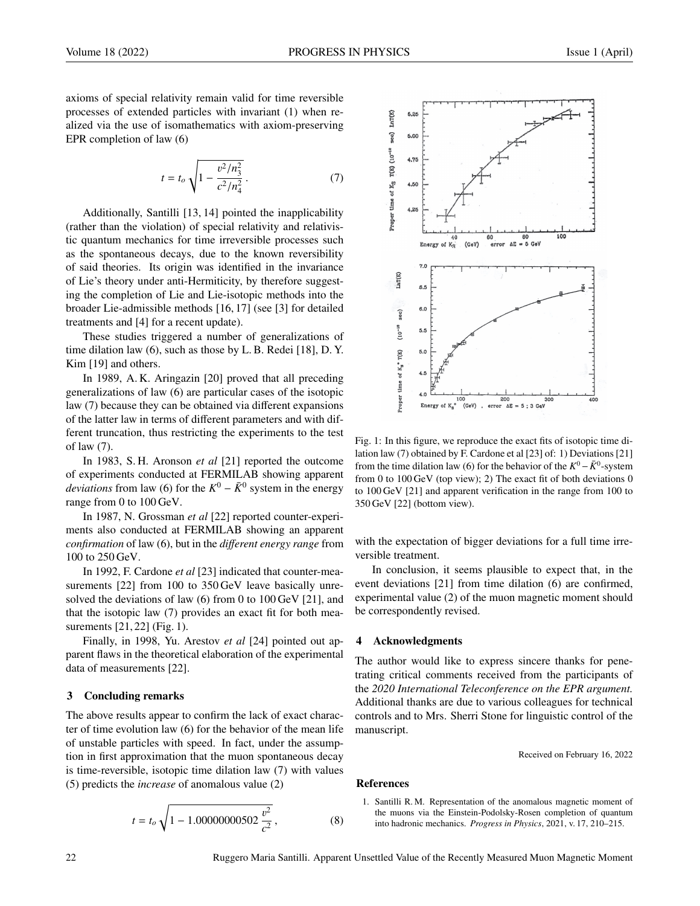axioms of special relativity remain valid for time reversible processes of extended particles with invariant (1) when realized via the use of isomathematics with axiom-preserving EPR completion of law (6)

$$t = t_o \sqrt{1 - \frac{v^2/n_3^2}{c^2/n_4^2}}\,. \tag{7}$$

Additionally, Santilli [13, 14] pointed the inapplicability (rather than the violation) of special relativity and relativistic quantum mechanics for time irreversible processes such as the spontaneous decays, due to the known reversibility of said theories. Its origin was identified in the invariance of Lie's theory under anti-Hermiticity, by therefore suggesting the completion of Lie and Lie-isotopic methods into the broader Lie-admissible methods [16, 17] (see [3] for detailed treatments and [4] for a recent update).

These studies triggered a number of generalizations of time dilation law (6), such as those by L. B. Redei [18], D. Y. Kim [19] and others.

In 1989, A. K. Aringazin [20] proved that all preceding generalizations of law (6) are particular cases of the isotopic law (7) because they can be obtained via different expansions of the latter law in terms of different parameters and with different truncation, thus restricting the experiments to the test of law (7).

In 1983, S. H. Aronson *et al* [21] reported the outcome of experiments conducted at FERMILAB showing apparent *deviations* from law (6) for the $K^0 - \bar{K}^0$ system in the energy range from 0 to 100 GeV.

In 1987, N. Grossman *et al* [22] reported counter-experiments also conducted at FERMILAB showing an apparent *confirmation* of law (6), but in the *different energy range* from 100 to 250 GeV.

In 1992, F. Cardone *et al* [23] indicated that counter-measurements [22] from 100 to 350 GeV leave basically unresolved the deviations of law (6) from 0 to 100 GeV [21], and that the isotopic law (7) provides an exact fit for both measurements [21, 22] (Fig. 1).

Finally, in 1998, Yu. Arestov *et al* [24] pointed out apparent flaws in the theoretical elaboration of the experimental data of measurements [22].

## 3 Concluding remarks

The above results appear to confirm the lack of exact character of time evolution law (6) for the behavior of the mean life of unstable particles with speed. In fact, under the assumption in first approximation that the muon spontaneous decay is time-reversible, isotopic time dilation law (7) with values (5) predicts the *increase* of anomalous value (2)

$$t = t_o \sqrt{1 - 1.00000000502\,\frac{v^2}{c^2}}\,, \tag{8}$$

Fig. 1: In this figure, we reproduce the exact fits of isotopic time dilation law (7) obtained by F. Cardone et al [23] of: 1) Deviations [21] from the time dilation law (6) for the behavior of the $K^0 - \bar{K}^0$-system from 0 to 100 GeV (top view); 2) The exact fit of both deviations 0 to 100 GeV [21] and apparent verification in the range from 100 to 350 GeV [22] (bottom view).

with the expectation of bigger deviations for a full time irreversible treatment.

In conclusion, it seems plausible to expect that, in the event deviations [21] from time dilation (6) are confirmed, experimental value (2) of the muon magnetic moment should be correspondently revised.

## 4 Acknowledgments

The author would like to express sincere thanks for penetrating critical comments received from the participants of the *2020 International Teleconference on the EPR argument*. Additional thanks are due to various colleagues for technical controls and to Mrs. Sherri Stone for linguistic control of the manuscript.

Received on February 16, 2022

## References

1. Santilli R. M. Representation of the anomalous magnetic moment of the muons via the Einstein-Podolsky-Rosen completion of quantum into hadronic mechanics. *Progress in Physics*, 2021, v. 17, 210–215.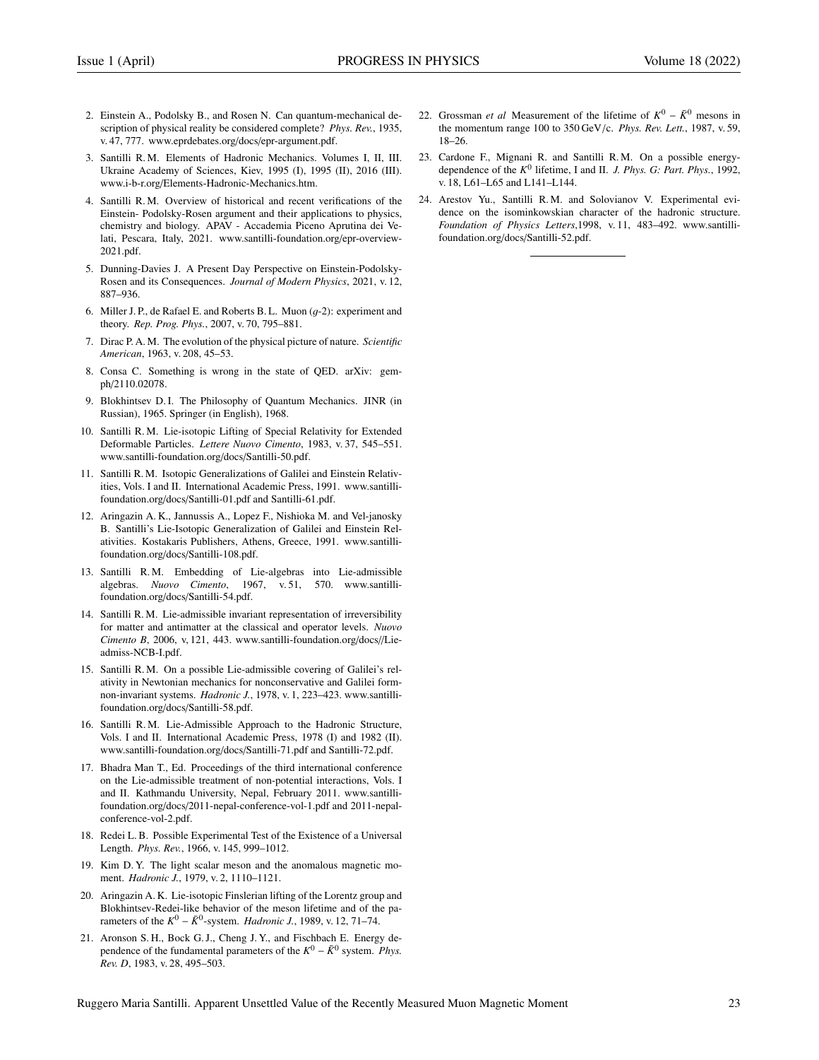2. Einstein A., Podolsky B., and Rosen N. Can quantum-mechanical description of physical reality be considered complete? *Phys. Rev.*, 1935, v. 47, 777. www.eprdebates.org/docs/epr-argument.pdf.

3. Santilli R. M. Elements of Hadronic Mechanics. Volumes I, II, III. Ukraine Academy of Sciences, Kiev, 1995 (I), 1995 (II), 2016 (III). www.i-b-r.org/Elements-Hadronic-Mechanics.htm.

4. Santilli R. M. Overview of historical and recent verifications of the Einstein- Podolsky-Rosen argument and their applications to physics, chemistry and biology. APAV - Accademia Piceno Aprutina dei Velati, Pescara, Italy, 2021. www.santilli-foundation.org/epr-overview-2021.pdf.

5. Dunning-Davies J. A Present Day Perspective on Einstein-Podolsky-Rosen and its Consequences. *Journal of Modern Physics*, 2021, v. 12, 887–936.

6. Miller J. P., de Rafael E. and Roberts B. L. Muon (*g*-2): experiment and theory. *Rep. Prog. Phys.*, 2007, v. 70, 795–881.

7. Dirac P. A. M. The evolution of the physical picture of nature. *Scientific American*, 1963, v. 208, 45–53.

8. Consa C. Something is wrong in the state of QED. arXiv: gem-ph/2110.02078.

9. Blokhintsev D. I. The Philosophy of Quantum Mechanics. JINR (in Russian), 1965. Springer (in English), 1968.

10. Santilli R. M. Lie-isotopic Lifting of Special Relativity for Extended Deformable Particles. *Lettere Nuovo Cimento*, 1983, v. 37, 545–551. www.santilli-foundation.org/docs/Santilli-50.pdf.

11. Santilli R. M. Isotopic Generalizations of Galilei and Einstein Relativities, Vols. I and II. International Academic Press, 1991. www.santilli-foundation.org/docs/Santilli-01.pdf and Santilli-61.pdf.

12. Aringazin A. K., Jannussis A., Lopez F., Nishioka M. and Vel-janosky B. Santilli's Lie-Isotopic Generalization of Galilei and Einstein Relativities. Kostakaris Publishers, Athens, Greece, 1991. www.santilli-foundation.org/docs/Santilli-108.pdf.

13. Santilli R. M. Embedding of Lie-algebras into Lie-admissible algebras. *Nuovo Cimento*, 1967, v. 51, 570. www.santilli-foundation.org/docs/Santilli-54.pdf.

14. Santilli R. M. Lie-admissible invariant representation of irreversibility for matter and antimatter at the classical and operator levels. *Nuovo Cimento B*, 2006, v, 121, 443. www.santilli-foundation.org/docs//Lie-admiss-NCB-I.pdf.

15. Santilli R. M. On a possible Lie-admissible covering of Galilei's relativity in Newtonian mechanics for nonconservative and Galilei form-non-invariant systems. *Hadronic J.*, 1978, v. 1, 223–423. www.santilli-foundation.org/docs/Santilli-58.pdf.

16. Santilli R. M. Lie-Admissible Approach to the Hadronic Structure, Vols. I and II. International Academic Press, 1978 (I) and 1982 (II). www.santilli-foundation.org/docs/Santilli-71.pdf and Santilli-72.pdf.

17. Bhadra Man T., Ed. Proceedings of the third international conference on the Lie-admissible treatment of non-potential interactions, Vols. I and II. Kathmandu University, Nepal, February 2011. www.santilli-foundation.org/docs/2011-nepal-conference-vol-1.pdf and 2011-nepal-conference-vol-2.pdf.

18. Redei L. B. Possible Experimental Test of the Existence of a Universal Length. *Phys. Rev.*, 1966, v. 145, 999–1012.

19. Kim D. Y. The light scalar meson and the anomalous magnetic moment. *Hadronic J.*, 1979, v. 2, 1110–1121.

20. Aringazin A. K. Lie-isotopic Finslerian lifting of the Lorentz group and Blokhintsev-Redei-like behavior of the meson lifetime and of the parameters of the $K^0 - \bar{K}^0$-system. *Hadronic J.*, 1989, v. 12, 71–74.

21. Aronson S. H., Bock G. J., Cheng J. Y., and Fischbach E. Energy dependence of the fundamental parameters of the $K^0 - \bar{K}^0$ system. *Phys. Rev. D*, 1983, v. 28, 495–503.

22. Grossman *et al* Measurement of the lifetime of $K^0 - \bar{K}^0$ mesons in the momentum range 100 to 350 GeV/c. *Phys. Rev. Lett.*, 1987, v. 59, 18–26.

23. Cardone F., Mignani R. and Santilli R. M. On a possible energy-dependence of the $K^0$ lifetime, I and II. *J. Phys. G: Part. Phys.*, 1992, v. 18, L61–L65 and L141–L144.

24. Arestov Yu., Santilli R. M. and Solovianov V. Experimental evidence on the isominkowskian character of the hadronic structure. *Foundation of Physics Letters*,1998, v. 11, 483–492. www.santilli-foundation.org/docs/Santilli-52.pdf.